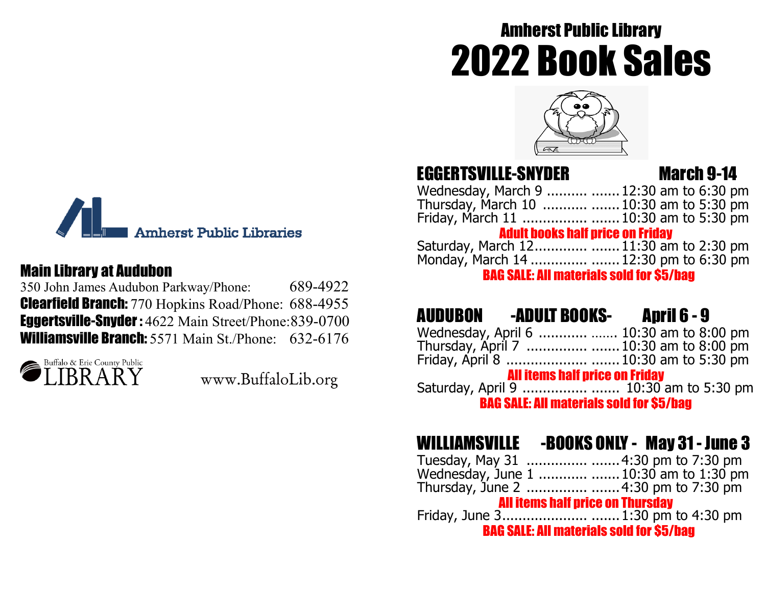Amherst Public Libraries

## Main Library at Audubon

350 John James Audubon Parkway/Phone: 689-4922

**Clearfield Branch:** 770 Hopkins Road/Phone: 688-4955

**Eggertsville-Snyder :** 4622 Main Street/Phone: 839-0700

**Williamsville Branch:** 5571 Main St./Phone: 632-6176

Buffalo & Erie County Public LIBRARY

www.BuffaloLib.org

# Amherst Public Library
# 2022 Book Sales

## EGGERTSVILLE-SNYDER — March 9-14

Wednesday, March 9 ................. 12:30 am to 6:30 pm
Thursday, March 10 ................. 10:30 am to 5:30 pm
Friday, March 11 ................. 10:30 am to 5:30 pm

**Adult books half price on Friday**

Saturday, March 12................. 11:30 am to 2:30 pm
Monday, March 14 ................. 12:30 pm to 6:30 pm

**BAG SALE: All materials sold for $5/bag**

## AUDUBON -ADULT BOOKS- April 6 - 9

Wednesday, April 6 ................. 10:30 am to 8:00 pm
Thursday, April 7 ................. 10:30 am to 8:00 pm
Friday, April 8 ................. 10:30 am to 5:30 pm

**All items half price on Friday**

Saturday, April 9 ................. 10:30 am to 5:30 pm

**BAG SALE: All materials sold for $5/bag**

## WILLIAMSVILLE -BOOKS ONLY - May 31 - June 3

Tuesday, May 31 ................. 4:30 pm to 7:30 pm
Wednesday, June 1 ................. 10:30 am to 1:30 pm
Thursday, June 2 ................. 4:30 pm to 7:30 pm

**All items half price on Thursday**

Friday, June 3................. 1:30 pm to 4:30 pm

**BAG SALE: All materials sold for $5/bag**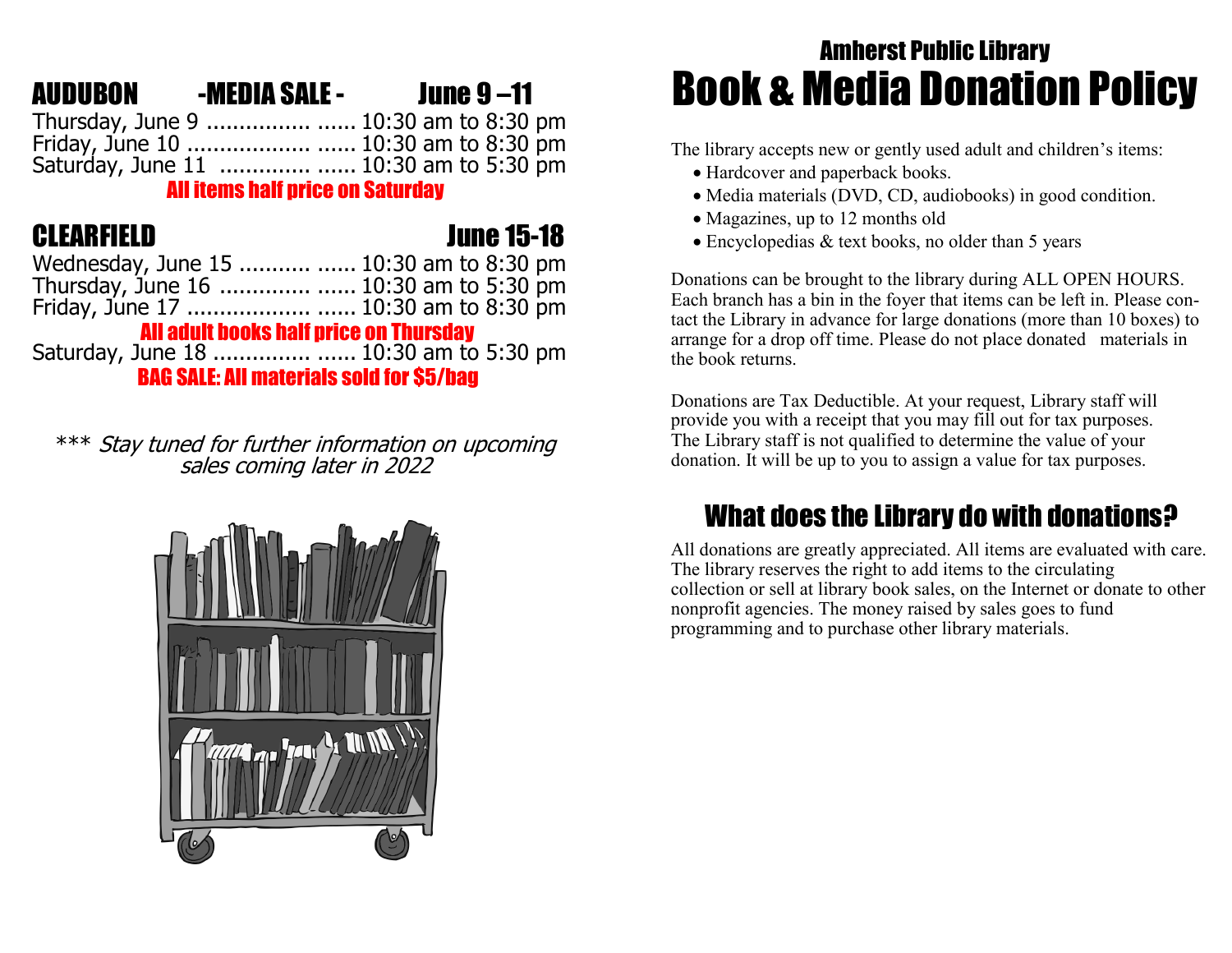## AUDUBON -MEDIA SALE- June 9 –11

Thursday, June 9 ................ ...... 10:30 am to 8:30 pm
Friday, June 10 .................. ...... 10:30 am to 8:30 pm
Saturday, June 11 ............. ...... 10:30 am to 5:30 pm

**All items half price on Saturday**

## CLEARFIELD June 15-18

Wednesday, June 15 ........... ...... 10:30 am to 8:30 pm
Thursday, June 16 ............. ...... 10:30 am to 5:30 pm
Friday, June 17 .................. ...... 10:30 am to 8:30 pm

**All adult books half price on Thursday**

Saturday, June 18 ............... ...... 10:30 am to 5:30 pm

**BAG SALE: All materials sold for $5/bag**

*** *Stay tuned for further information on upcoming sales coming later in 2022*

### Amherst Public Library

# Book & Media Donation Policy

The library accepts new or gently used adult and children's items:

- Hardcover and paperback books.
- Media materials (DVD, CD, audiobooks) in good condition.
- Magazines, up to 12 months old
- Encyclopedias & text books, no older than 5 years

Donations can be brought to the library during ALL OPEN HOURS. Each branch has a bin in the foyer that items can be left in. Please contact the Library in advance for large donations (more than 10 boxes) to arrange for a drop off time. Please do not place donated materials in the book returns.

Donations are Tax Deductible. At your request, Library staff will provide you with a receipt that you may fill out for tax purposes. The Library staff is not qualified to determine the value of your donation. It will be up to you to assign a value for tax purposes.

## What does the Library do with donations?

All donations are greatly appreciated. All items are evaluated with care. The library reserves the right to add items to the circulating collection or sell at library book sales, on the Internet or donate to other nonprofit agencies. The money raised by sales goes to fund programming and to purchase other library materials.